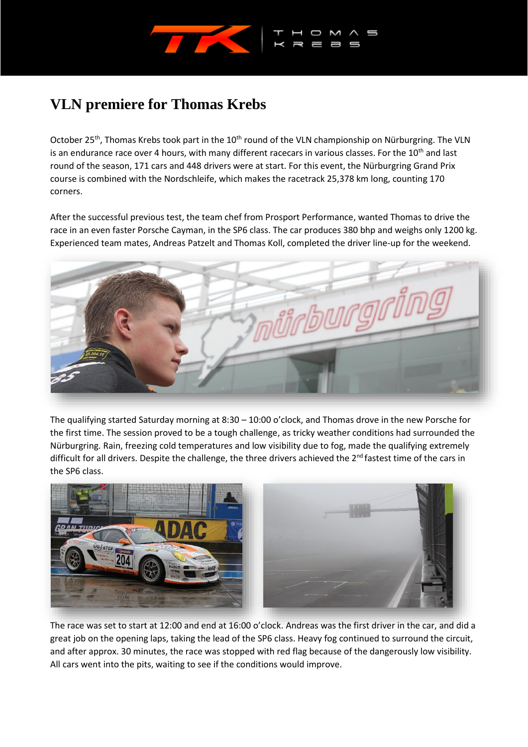# VLN premiere for Thomas Krebs

October 25th, Thomas Krebs took part in the 10th round of the VLN championship on Nürburgring. The VLN is an endurance race over 4 hours, with many different racecars in various classes. For the 10th and last round of the season, 171 cars and 448 drivers were at start. For this event, the Nürburgring Grand Prix course is combined with the Nordschleife, which makes the racetrack 25,378 km long, counting 170 corners.

After the successful previous test, the team chef from Prosport Performance, wanted Thomas to drive the race in an even faster Porsche Cayman, in the SP6 class. The car produces 380 bhp and weighs only 1200 kg. Experienced team mates, Andreas Patzelt and Thomas Koll, completed the driver line-up for the weekend.

The qualifying started Saturday morning at 8:30 – 10:00 o'clock, and Thomas drove in the new Porsche for the first time. The session proved to be a tough challenge, as tricky weather conditions had surrounded the Nürburgring. Rain, freezing cold temperatures and low visibility due to fog, made the qualifying extremely difficult for all drivers. Despite the challenge, the three drivers achieved the 2nd fastest time of the cars in the SP6 class.

The race was set to start at 12:00 and end at 16:00 o'clock. Andreas was the first driver in the car, and did a great job on the opening laps, taking the lead of the SP6 class. Heavy fog continued to surround the circuit, and after approx. 30 minutes, the race was stopped with red flag because of the dangerously low visibility. All cars went into the pits, waiting to see if the conditions would improve.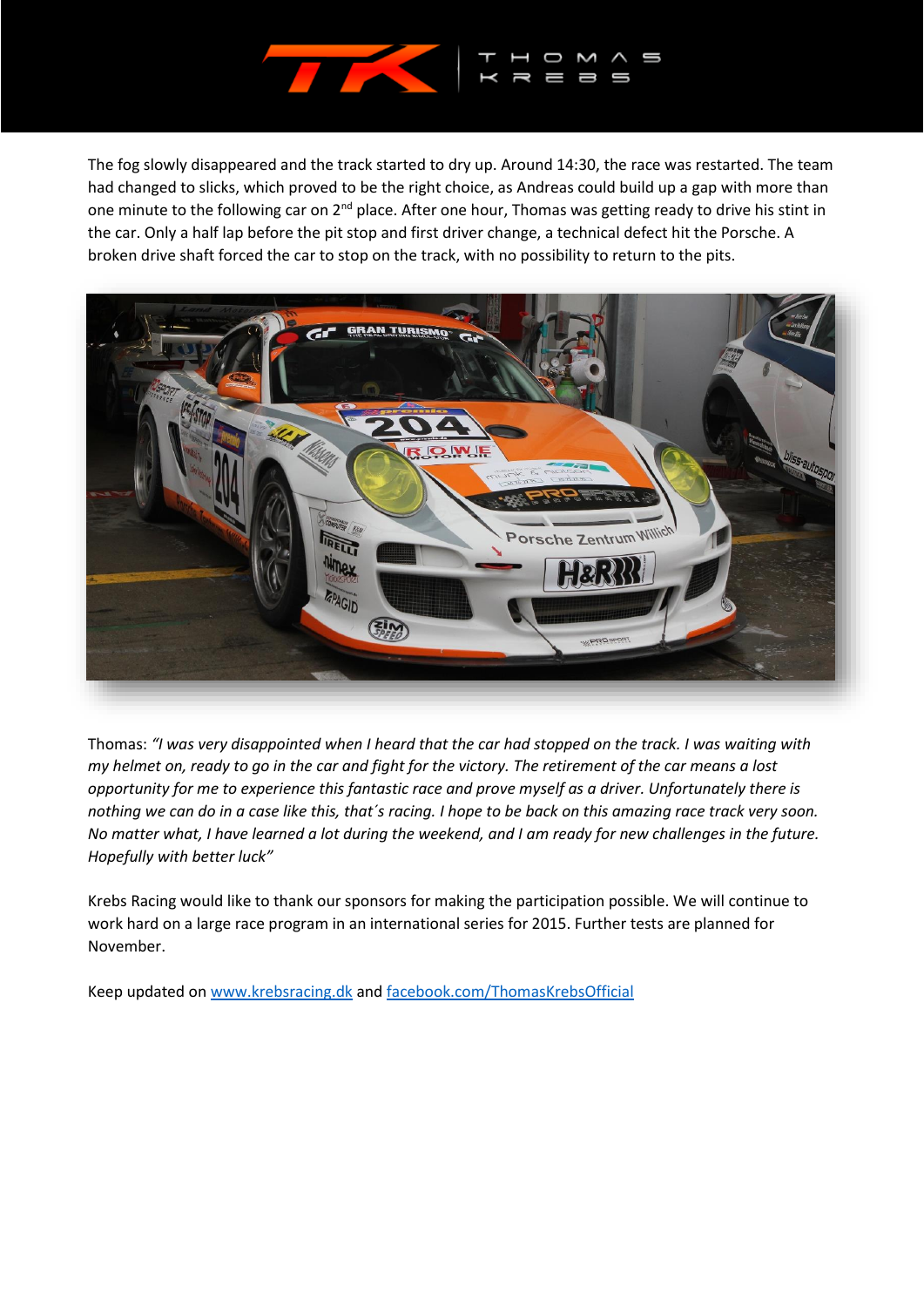The fog slowly disappeared and the track started to dry up. Around 14:30, the race was restarted. The team had changed to slicks, which proved to be the right choice, as Andreas could build up a gap with more than one minute to the following car on 2nd place. After one hour, Thomas was getting ready to drive his stint in the car. Only a half lap before the pit stop and first driver change, a technical defect hit the Porsche. A broken drive shaft forced the car to stop on the track, with no possibility to return to the pits.

Thomas: *"I was very disappointed when I heard that the car had stopped on the track. I was waiting with my helmet on, ready to go in the car and fight for the victory. The retirement of the car means a lost opportunity for me to experience this fantastic race and prove myself as a driver. Unfortunately there is nothing we can do in a case like this, that´s racing. I hope to be back on this amazing race track very soon. No matter what, I have learned a lot during the weekend, and I am ready for new challenges in the future. Hopefully with better luck"*

Krebs Racing would like to thank our sponsors for making the participation possible. We will continue to work hard on a large race program in an international series for 2015. Further tests are planned for November.

Keep updated on [www.krebsracing.dk](http://www.krebsracing.dk) and [facebook.com/ThomasKrebsOfficial](https://facebook.com/ThomasKrebsOfficial)